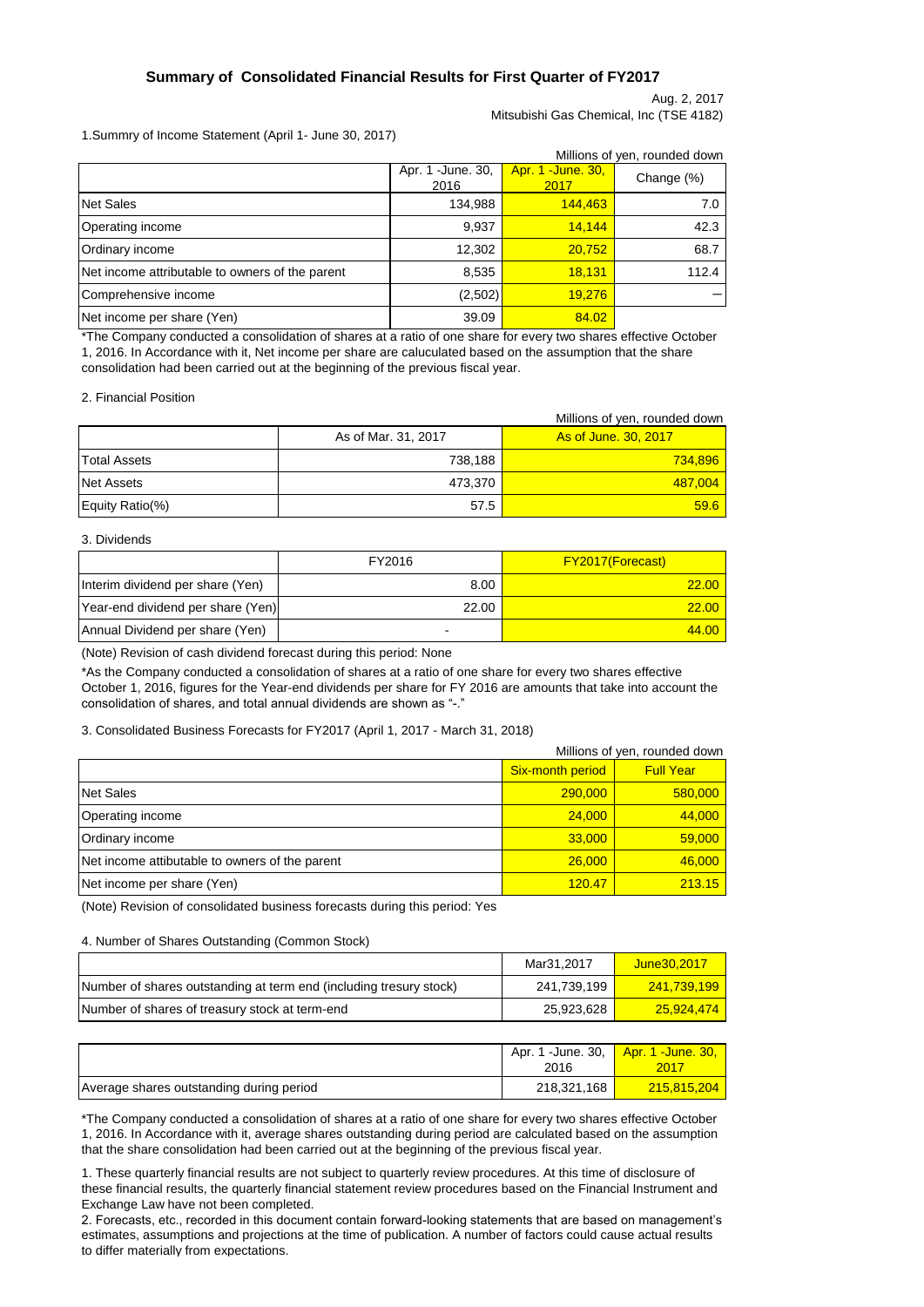# Summary of Consolidated Financial Results for First Quarter of FY2017

Aug. 2, 2017

Mitsubishi Gas Chemical, Inc (TSE 4182)

1.Summry of Income Statement (April 1- June 30, 2017)

Millions of yen, rounded down

| | Apr. 1 -June. 30, 2016 | Apr. 1 -June. 30, 2017 | Change (%) |
|---|---|---|---|
| Net Sales | 134,988 | 144,463 | 7.0 |
| Operating income | 9,937 | 14,144 | 42.3 |
| Ordinary income | 12,302 | 20,752 | 68.7 |
| Net income attributable to owners of the parent | 8,535 | 18,131 | 112.4 |
| Comprehensive income | (2,502) | 19,276 | − |
| Net income per share (Yen) | 39.09 | 84.02 | |

*The Company conducted a consolidation of shares at a ratio of one share for every two shares effective October 1, 2016. In Accordance with it, Net income per share are caluculated based on the assumption that the share consolidation had been carried out at the beginning of the previous fiscal year.

2. Financial Position

Millions of yen, rounded down

| | As of Mar. 31, 2017 | As of June. 30, 2017 |
|---|---|---|
| Total Assets | 738,188 | 734,896 |
| Net Assets | 473,370 | 487,004 |
| Equity Ratio(%) | 57.5 | 59.6 |

3. Dividends

| | FY2016 | FY2017(Forecast) |
|---|---|---|
| Interim dividend per share (Yen) | 8.00 | 22.00 |
| Year-end dividend per share (Yen) | 22.00 | 22.00 |
| Annual Dividend per share (Yen) | - | 44.00 |

(Note) Revision of cash dividend forecast during this period: None

*As the Company conducted a consolidation of shares at a ratio of one share for every two shares effective October 1, 2016, figures for the Year-end dividends per share for FY 2016 are amounts that take into account the consolidation of shares, and total annual dividends are shown as "-."

3. Consolidated Business Forecasts for FY2017 (April 1, 2017 - March 31, 2018)

Millions of yen, rounded down

| | Six-month period | Full Year |
|---|---|---|
| Net Sales | 290,000 | 580,000 |
| Operating income | 24,000 | 44,000 |
| Ordinary income | 33,000 | 59,000 |
| Net income attibutable to owners of the parent | 26,000 | 46,000 |
| Net income per share (Yen) | 120.47 | 213.15 |

(Note) Revision of consolidated business forecasts during this period: Yes

4. Number of Shares Outstanding (Common Stock)

| | Mar31,2017 | June30,2017 |
|---|---|---|
| Number of shares outstanding at term end (including tresury stock) | 241,739,199 | 241,739,199 |
| Number of shares of treasury stock at term-end | 25,923,628 | 25,924,474 |

| | Apr. 1 -June. 30, 2016 | Apr. 1 -June. 30, 2017 |
|---|---|---|
| Average shares outstanding during period | 218,321,168 | 215,815,204 |

*The Company conducted a consolidation of shares at a ratio of one share for every two shares effective October 1, 2016. In Accordance with it, average shares outstanding during period are calculated based on the assumption that the share consolidation had been carried out at the beginning of the previous fiscal year.

1. These quarterly financial results are not subject to quarterly review procedures. At this time of disclosure of these financial results, the quarterly financial statement review procedures based on the Financial Instrument and Exchange Law have not been completed.

2. Forecasts, etc., recorded in this document contain forward-looking statements that are based on management's estimates, assumptions and projections at the time of publication. A number of factors could cause actual results to differ materially from expectations.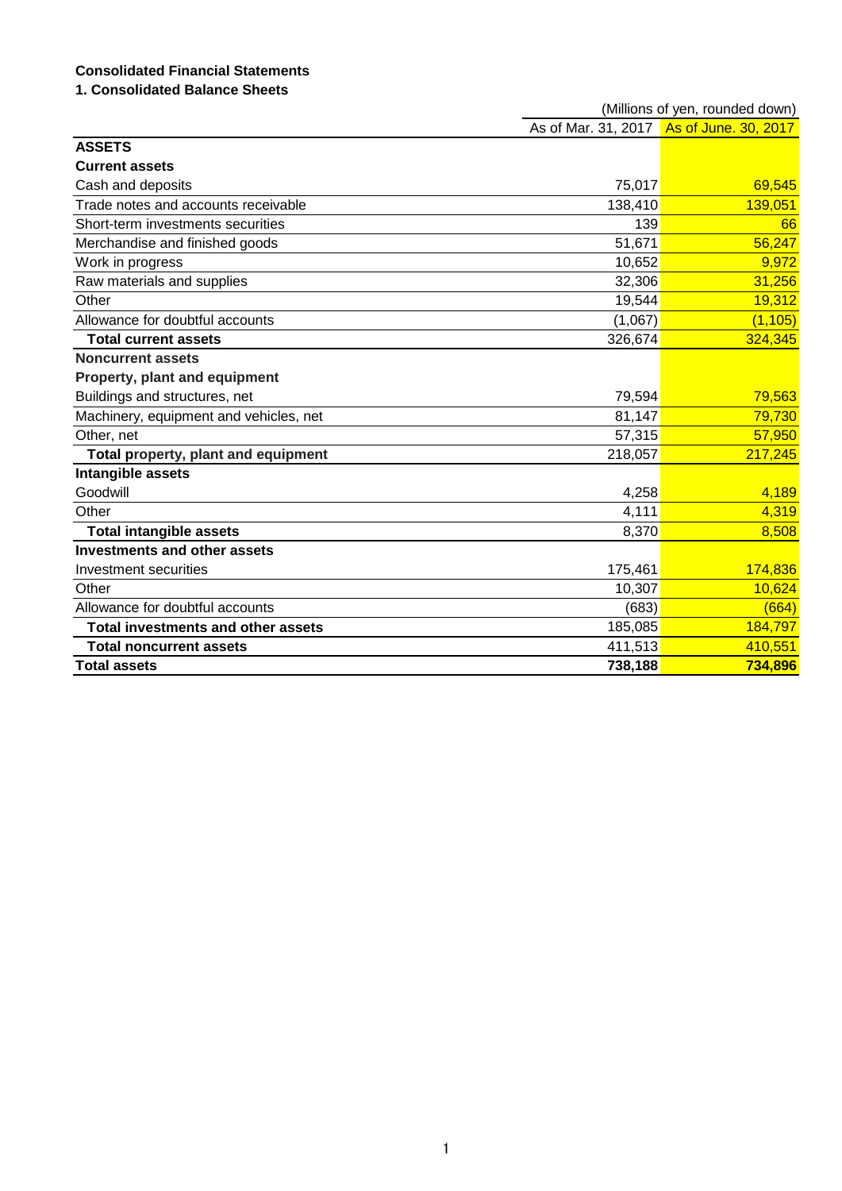**Consolidated Financial Statements**

**1. Consolidated Balance Sheets**

(Millions of yen, rounded down)

| | As of Mar. 31, 2017 | As of June. 30, 2017 |
|---|---|---|
| **ASSETS** | | |
| **Current assets** | | |
| Cash and deposits | 75,017 | 69,545 |
| Trade notes and accounts receivable | 138,410 | 139,051 |
| Short-term investments securities | 139 | 66 |
| Merchandise and finished goods | 51,671 | 56,247 |
| Work in progress | 10,652 | 9,972 |
| Raw materials and supplies | 32,306 | 31,256 |
| Other | 19,544 | 19,312 |
| Allowance for doubtful accounts | (1,067) | (1,105) |
| **Total current assets** | 326,674 | 324,345 |
| **Noncurrent assets** | | |
| **Property, plant and equipment** | | |
| Buildings and structures, net | 79,594 | 79,563 |
| Machinery, equipment and vehicles, net | 81,147 | 79,730 |
| Other, net | 57,315 | 57,950 |
| **Total property, plant and equipment** | 218,057 | 217,245 |
| **Intangible assets** | | |
| Goodwill | 4,258 | 4,189 |
| Other | 4,111 | 4,319 |
| **Total intangible assets** | 8,370 | 8,508 |
| **Investments and other assets** | | |
| Investment securities | 175,461 | 174,836 |
| Other | 10,307 | 10,624 |
| Allowance for doubtful accounts | (683) | (664) |
| **Total investments and other assets** | 185,085 | 184,797 |
| **Total noncurrent assets** | 411,513 | 410,551 |
| **Total assets** | **738,188** | **734,896** |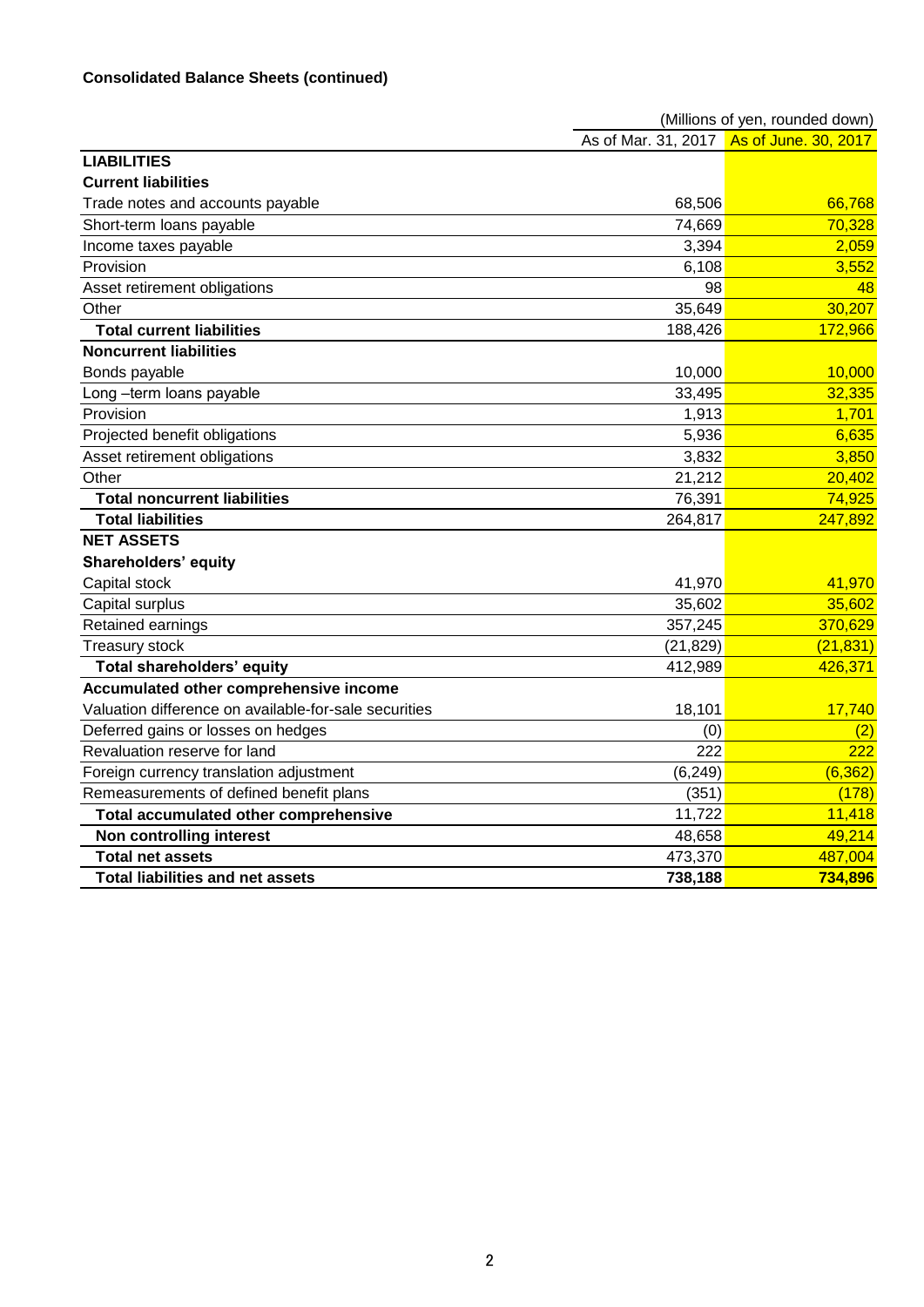**Consolidated Balance Sheets (continued)**

(Millions of yen, rounded down)

| | As of Mar. 31, 2017 | As of June. 30, 2017 |
|---|---|---|
| **LIABILITIES** | | |
| **Current liabilities** | | |
| Trade notes and accounts payable | 68,506 | 66,768 |
| Short-term loans payable | 74,669 | 70,328 |
| Income taxes payable | 3,394 | 2,059 |
| Provision | 6,108 | 3,552 |
| Asset retirement obligations | 98 | 48 |
| Other | 35,649 | 30,207 |
| **Total current liabilities** | 188,426 | 172,966 |
| **Noncurrent liabilities** | | |
| Bonds payable | 10,000 | 10,000 |
| Long –term loans payable | 33,495 | 32,335 |
| Provision | 1,913 | 1,701 |
| Projected benefit obligations | 5,936 | 6,635 |
| Asset retirement obligations | 3,832 | 3,850 |
| Other | 21,212 | 20,402 |
| **Total noncurrent liabilities** | 76,391 | 74,925 |
| **Total liabilities** | 264,817 | 247,892 |
| **NET ASSETS** | | |
| **Shareholders' equity** | | |
| Capital stock | 41,970 | 41,970 |
| Capital surplus | 35,602 | 35,602 |
| Retained earnings | 357,245 | 370,629 |
| Treasury stock | (21,829) | (21,831) |
| **Total shareholders' equity** | 412,989 | 426,371 |
| **Accumulated other comprehensive income** | | |
| Valuation difference on available-for-sale securities | 18,101 | 17,740 |
| Deferred gains or losses on hedges | (0) | (2) |
| Revaluation reserve for land | 222 | 222 |
| Foreign currency translation adjustment | (6,249) | (6,362) |
| Remeasurements of defined benefit plans | (351) | (178) |
| **Total accumulated other comprehensive** | 11,722 | 11,418 |
| **Non controlling interest** | 48,658 | 49,214 |
| **Total net assets** | 473,370 | 487,004 |
| **Total liabilities and net assets** | **738,188** | **734,896** |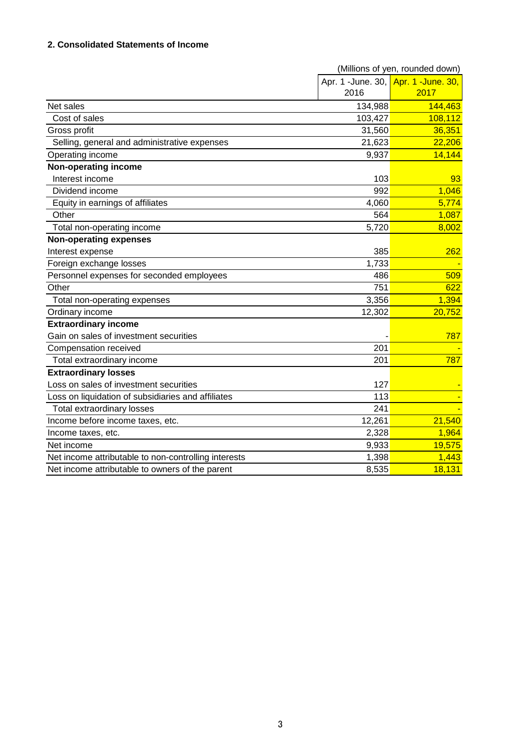### 2. Consolidated Statements of Income

(Millions of yen, rounded down)

| | Apr. 1 -June. 30, 2016 | Apr. 1 -June. 30, 2017 |
|---|---|---|
| Net sales | 134,988 | 144,463 |
| Cost of sales | 103,427 | 108,112 |
| Gross profit | 31,560 | 36,351 |
| Selling, general and administrative expenses | 21,623 | 22,206 |
| Operating income | 9,937 | 14,144 |
| **Non-operating income** | | |
| Interest income | 103 | 93 |
| Dividend income | 992 | 1,046 |
| Equity in earnings of affiliates | 4,060 | 5,774 |
| Other | 564 | 1,087 |
| Total non-operating income | 5,720 | 8,002 |
| **Non-operating expenses** | | |
| Interest expense | 385 | 262 |
| Foreign exchange losses | 1,733 | - |
| Personnel expenses for seconded employees | 486 | 509 |
| Other | 751 | 622 |
| Total non-operating expenses | 3,356 | 1,394 |
| Ordinary income | 12,302 | 20,752 |
| **Extraordinary income** | | |
| Gain on sales of investment securities | - | 787 |
| Compensation received | 201 | - |
| Total extraordinary income | 201 | 787 |
| **Extraordinary losses** | | |
| Loss on sales of investment securities | 127 | - |
| Loss on liquidation of subsidiaries and affiliates | 113 | - |
| Total extraordinary losses | 241 | - |
| Income before income taxes, etc. | 12,261 | 21,540 |
| Income taxes, etc. | 2,328 | 1,964 |
| Net income | 9,933 | 19,575 |
| Net income attributable to non-controlling interests | 1,398 | 1,443 |
| Net income attributable to owners of the parent | 8,535 | 18,131 |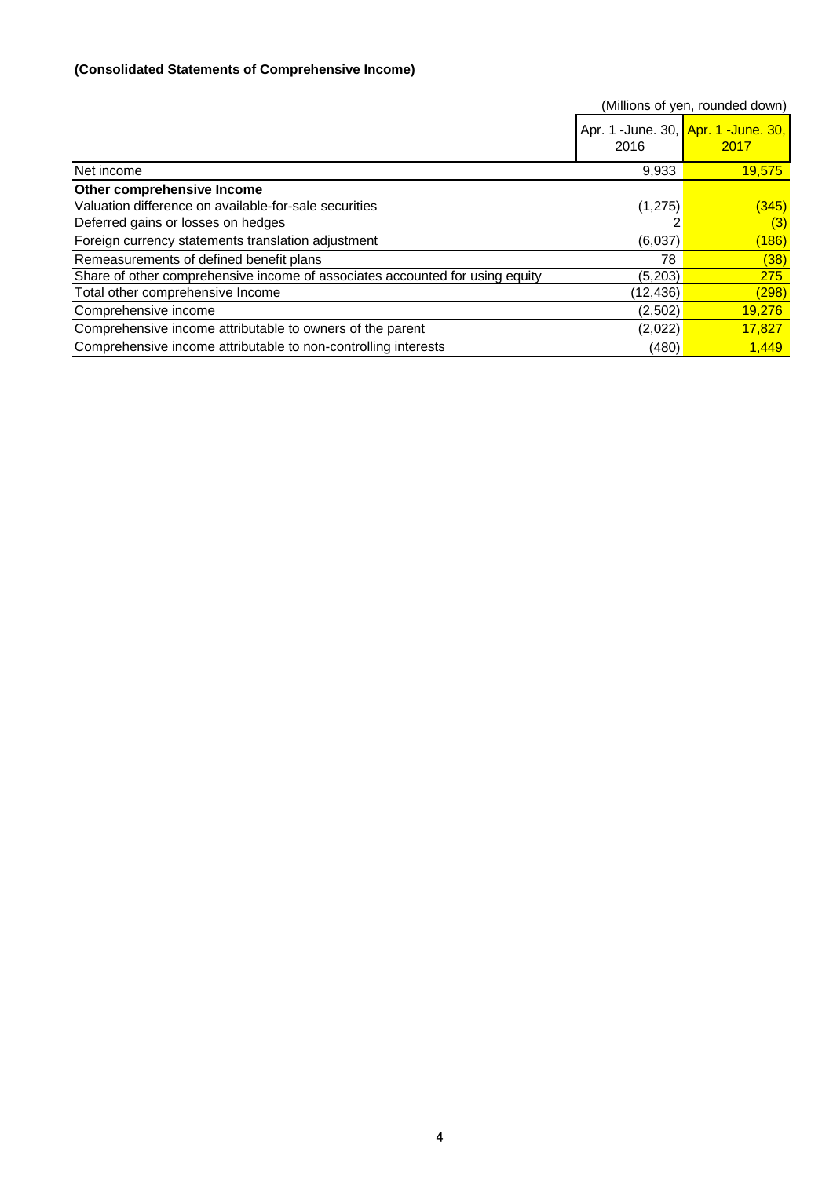**(Consolidated Statements of Comprehensive Income)**

(Millions of yen, rounded down)

| | Apr. 1 -June. 30, 2016 | Apr. 1 -June. 30, 2017 |
|---|---|---|
| Net income | 9,933 | 19,575 |
| **Other comprehensive Income** | | |
| Valuation difference on available-for-sale securities | (1,275) | (345) |
| Deferred gains or losses on hedges | 2 | (3) |
| Foreign currency statements translation adjustment | (6,037) | (186) |
| Remeasurements of defined benefit plans | 78 | (38) |
| Share of other comprehensive income of associates accounted for using equity | (5,203) | 275 |
| Total other comprehensive Income | (12,436) | (298) |
| Comprehensive income | (2,502) | 19,276 |
| Comprehensive income attributable to owners of the parent | (2,022) | 17,827 |
| Comprehensive income attributable to non-controlling interests | (480) | 1,449 |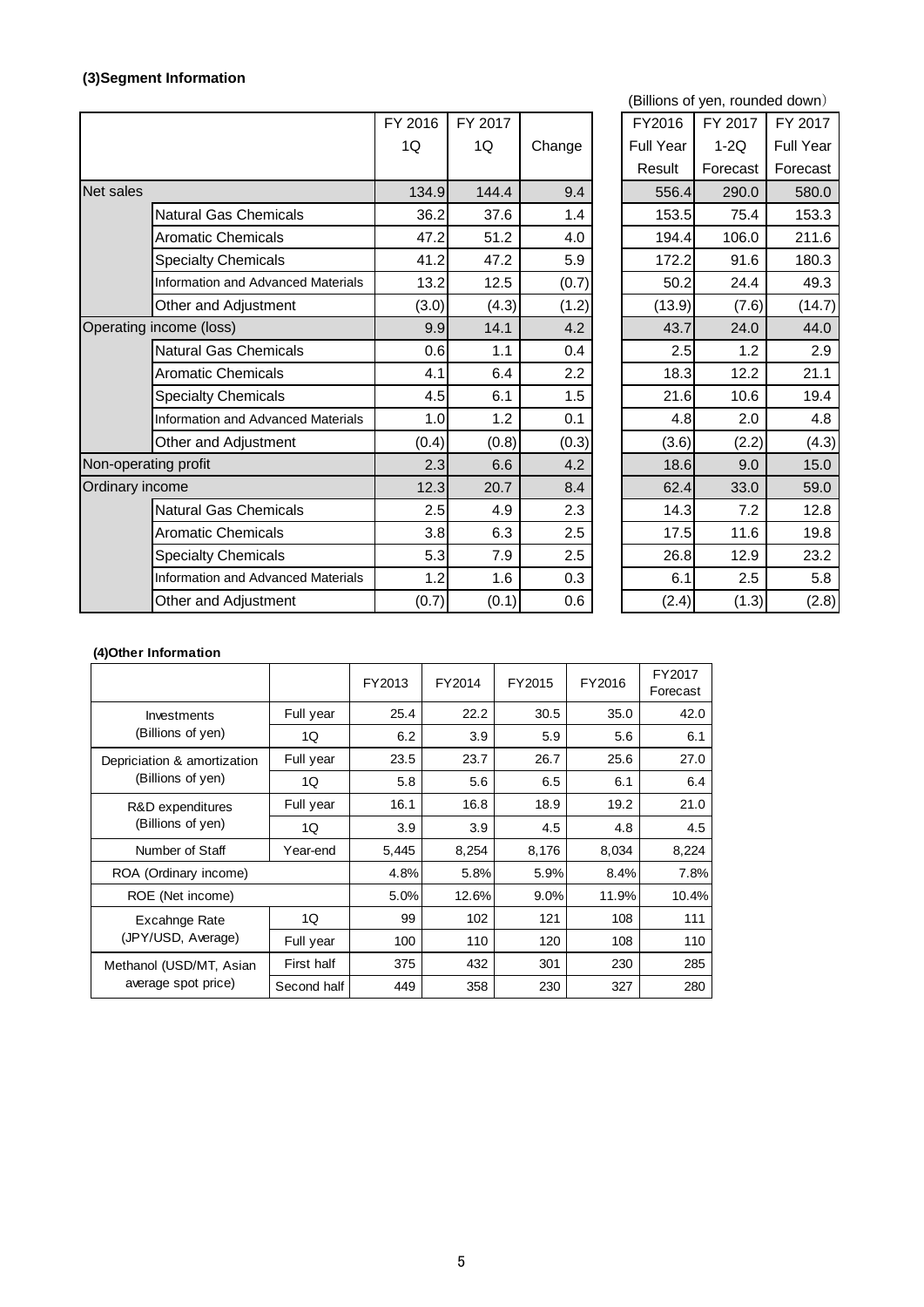### (3)Segment Information

(Billions of yen, rounded down)

| | | FY 2016 1Q | FY 2017 1Q | Change | FY2016 Full Year Result | FY 2017 1-2Q Forecast | FY 2017 Full Year Forecast |
|---|---|---|---|---|---|---|---|
| Net sales | | 134.9 | 144.4 | 9.4 | 556.4 | 290.0 | 580.0 |
| | Natural Gas Chemicals | 36.2 | 37.6 | 1.4 | 153.5 | 75.4 | 153.3 |
| | Aromatic Chemicals | 47.2 | 51.2 | 4.0 | 194.4 | 106.0 | 211.6 |
| | Specialty Chemicals | 41.2 | 47.2 | 5.9 | 172.2 | 91.6 | 180.3 |
| | Information and Advanced Materials | 13.2 | 12.5 | (0.7) | 50.2 | 24.4 | 49.3 |
| | Other and Adjustment | (3.0) | (4.3) | (1.2) | (13.9) | (7.6) | (14.7) |
| Operating income (loss) | | 9.9 | 14.1 | 4.2 | 43.7 | 24.0 | 44.0 |
| | Natural Gas Chemicals | 0.6 | 1.1 | 0.4 | 2.5 | 1.2 | 2.9 |
| | Aromatic Chemicals | 4.1 | 6.4 | 2.2 | 18.3 | 12.2 | 21.1 |
| | Specialty Chemicals | 4.5 | 6.1 | 1.5 | 21.6 | 10.6 | 19.4 |
| | Information and Advanced Materials | 1.0 | 1.2 | 0.1 | 4.8 | 2.0 | 4.8 |
| | Other and Adjustment | (0.4) | (0.8) | (0.3) | (3.6) | (2.2) | (4.3) |
| Non-operating profit | | 2.3 | 6.6 | 4.2 | 18.6 | 9.0 | 15.0 |
| Ordinary income | | 12.3 | 20.7 | 8.4 | 62.4 | 33.0 | 59.0 |
| | Natural Gas Chemicals | 2.5 | 4.9 | 2.3 | 14.3 | 7.2 | 12.8 |
| | Aromatic Chemicals | 3.8 | 6.3 | 2.5 | 17.5 | 11.6 | 19.8 |
| | Specialty Chemicals | 5.3 | 7.9 | 2.5 | 26.8 | 12.9 | 23.2 |
| | Information and Advanced Materials | 1.2 | 1.6 | 0.3 | 6.1 | 2.5 | 5.8 |
| | Other and Adjustment | (0.7) | (0.1) | 0.6 | (2.4) | (1.3) | (2.8) |

### (4)Other Information

| | | FY2013 | FY2014 | FY2015 | FY2016 | FY2017 Forecast |
|---|---|---|---|---|---|---|
| Investments (Billions of yen) | Full year | 25.4 | 22.2 | 30.5 | 35.0 | 42.0 |
| | 1Q | 6.2 | 3.9 | 5.9 | 5.6 | 6.1 |
| Depriciation & amortization (Billions of yen) | Full year | 23.5 | 23.7 | 26.7 | 25.6 | 27.0 |
| | 1Q | 5.8 | 5.6 | 6.5 | 6.1 | 6.4 |
| R&D expenditures (Billions of yen) | Full year | 16.1 | 16.8 | 18.9 | 19.2 | 21.0 |
| | 1Q | 3.9 | 3.9 | 4.5 | 4.8 | 4.5 |
| Number of Staff | Year-end | 5,445 | 8,254 | 8,176 | 8,034 | 8,224 |
| ROA (Ordinary income) | | 4.8% | 5.8% | 5.9% | 8.4% | 7.8% |
| ROE (Net income) | | 5.0% | 12.6% | 9.0% | 11.9% | 10.4% |
| Excahnge Rate (JPY/USD, Average) | 1Q | 99 | 102 | 121 | 108 | 111 |
| | Full year | 100 | 110 | 120 | 108 | 110 |
| Methanol (USD/MT, Asian average spot price) | First half | 375 | 432 | 301 | 230 | 285 |
| | Second half | 449 | 358 | 230 | 327 | 280 |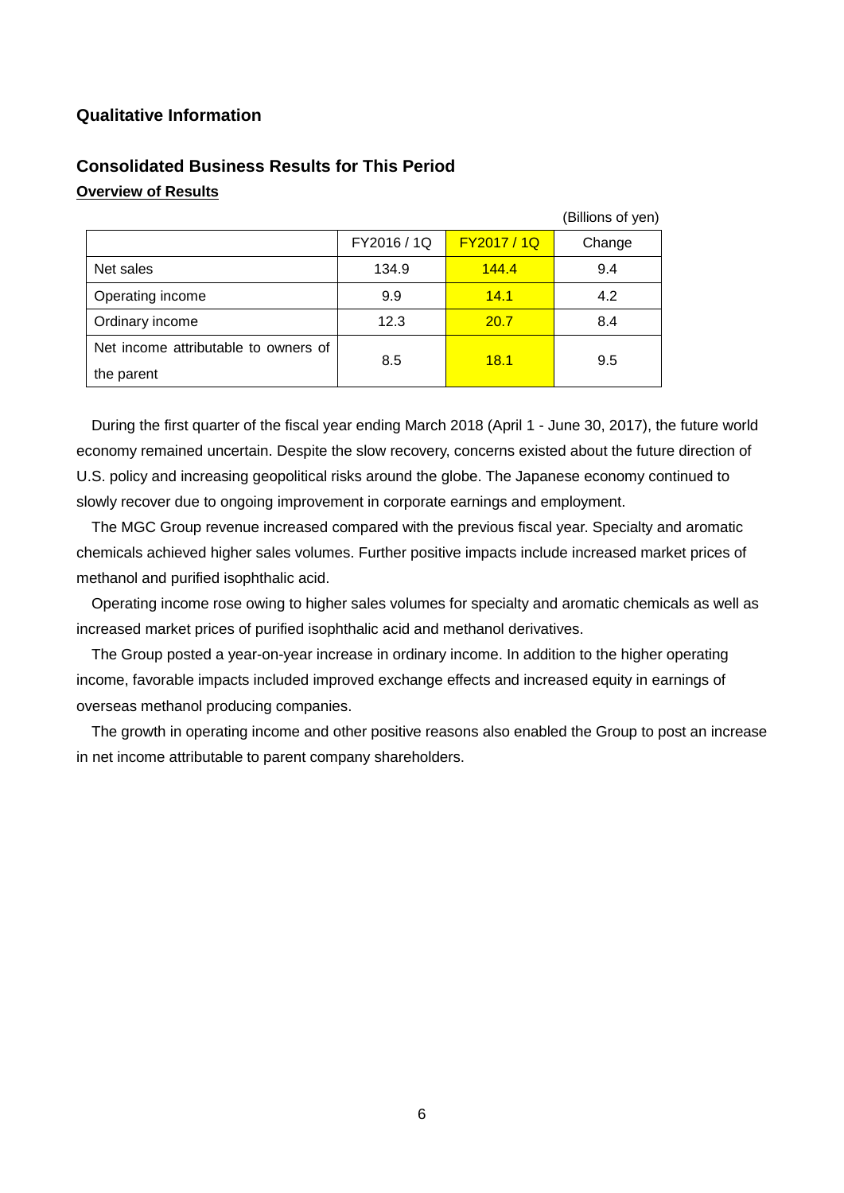## Qualitative Information

### Consolidated Business Results for This Period

**Overview of Results**

(Billions of yen)

| | FY2016 / 1Q | FY2017 / 1Q | Change |
|---|---|---|---|
| Net sales | 134.9 | 144.4 | 9.4 |
| Operating income | 9.9 | 14.1 | 4.2 |
| Ordinary income | 12.3 | 20.7 | 8.4 |
| Net income attributable to owners of the parent | 8.5 | 18.1 | 9.5 |

During the first quarter of the fiscal year ending March 2018 (April 1 - June 30, 2017), the future world economy remained uncertain. Despite the slow recovery, concerns existed about the future direction of U.S. policy and increasing geopolitical risks around the globe. The Japanese economy continued to slowly recover due to ongoing improvement in corporate earnings and employment.

The MGC Group revenue increased compared with the previous fiscal year. Specialty and aromatic chemicals achieved higher sales volumes. Further positive impacts include increased market prices of methanol and purified isophthalic acid.

Operating income rose owing to higher sales volumes for specialty and aromatic chemicals as well as increased market prices of purified isophthalic acid and methanol derivatives.

The Group posted a year-on-year increase in ordinary income. In addition to the higher operating income, favorable impacts included improved exchange effects and increased equity in earnings of overseas methanol producing companies.

The growth in operating income and other positive reasons also enabled the Group to post an increase in net income attributable to parent company shareholders.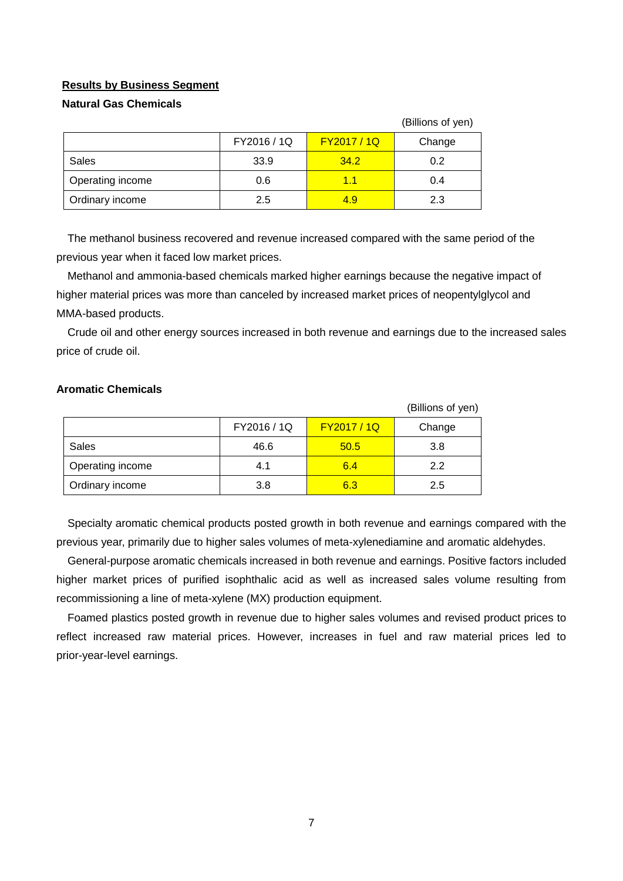## Results by Business Segment

### Natural Gas Chemicals

(Billions of yen)

| | FY2016 / 1Q | FY2017 / 1Q | Change |
|---|---|---|---|
| Sales | 33.9 | 34.2 | 0.2 |
| Operating income | 0.6 | 1.1 | 0.4 |
| Ordinary income | 2.5 | 4.9 | 2.3 |

The methanol business recovered and revenue increased compared with the same period of the previous year when it faced low market prices.

Methanol and ammonia-based chemicals marked higher earnings because the negative impact of higher material prices was more than canceled by increased market prices of neopentylglycol and MMA-based products.

Crude oil and other energy sources increased in both revenue and earnings due to the increased sales price of crude oil.

### Aromatic Chemicals

(Billions of yen)

| | FY2016 / 1Q | FY2017 / 1Q | Change |
|---|---|---|---|
| Sales | 46.6 | 50.5 | 3.8 |
| Operating income | 4.1 | 6.4 | 2.2 |
| Ordinary income | 3.8 | 6.3 | 2.5 |

Specialty aromatic chemical products posted growth in both revenue and earnings compared with the previous year, primarily due to higher sales volumes of meta-xylenediamine and aromatic aldehydes.

General-purpose aromatic chemicals increased in both revenue and earnings. Positive factors included higher market prices of purified isophthalic acid as well as increased sales volume resulting from recommissioning a line of meta-xylene (MX) production equipment.

Foamed plastics posted growth in revenue due to higher sales volumes and revised product prices to reflect increased raw material prices. However, increases in fuel and raw material prices led to prior-year-level earnings.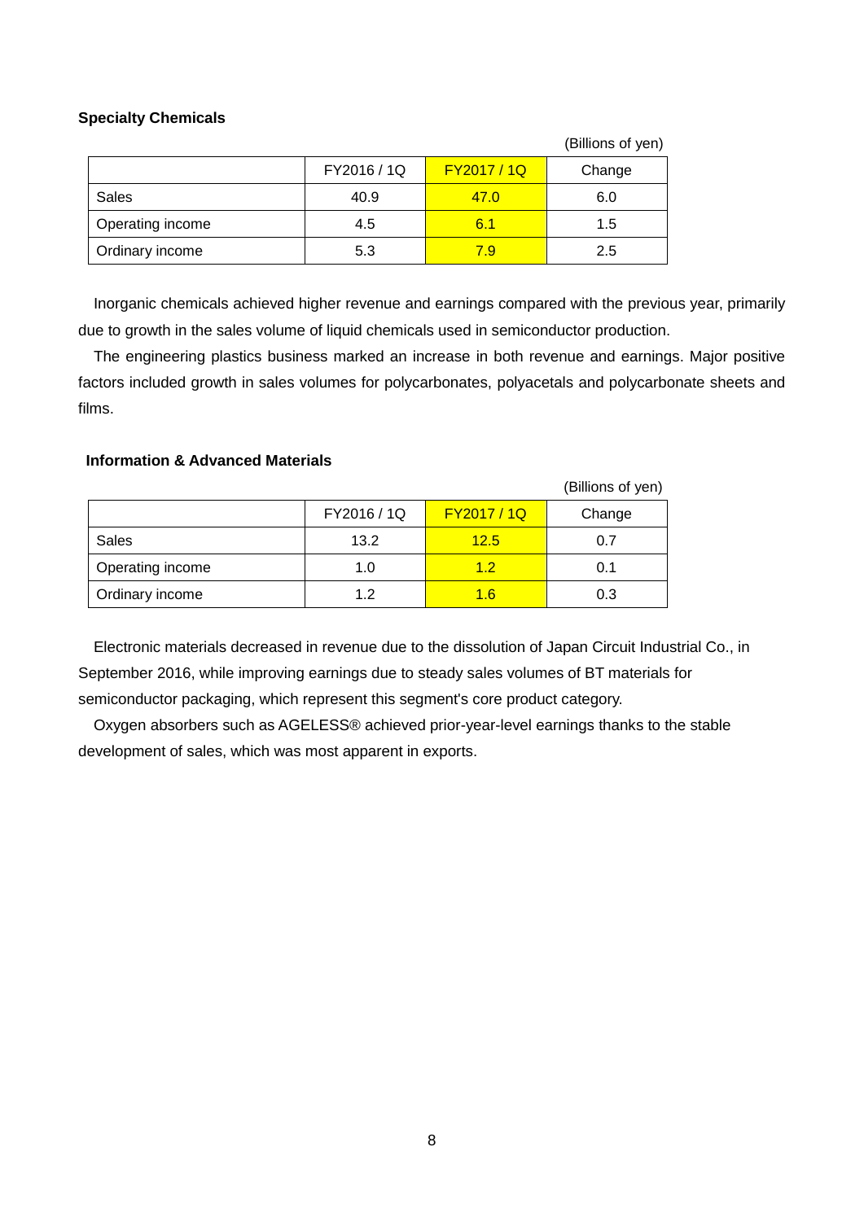### Specialty Chemicals

(Billions of yen)

| | FY2016 / 1Q | FY2017 / 1Q | Change |
|---|---|---|---|
| Sales | 40.9 | 47.0 | 6.0 |
| Operating income | 4.5 | 6.1 | 1.5 |
| Ordinary income | 5.3 | 7.9 | 2.5 |

Inorganic chemicals achieved higher revenue and earnings compared with the previous year, primarily due to growth in the sales volume of liquid chemicals used in semiconductor production.

The engineering plastics business marked an increase in both revenue and earnings. Major positive factors included growth in sales volumes for polycarbonates, polyacetals and polycarbonate sheets and films.

### Information & Advanced Materials

(Billions of yen)

| | FY2016 / 1Q | FY2017 / 1Q | Change |
|---|---|---|---|
| Sales | 13.2 | 12.5 | 0.7 |
| Operating income | 1.0 | 1.2 | 0.1 |
| Ordinary income | 1.2 | 1.6 | 0.3 |

Electronic materials decreased in revenue due to the dissolution of Japan Circuit Industrial Co., in September 2016, while improving earnings due to steady sales volumes of BT materials for semiconductor packaging, which represent this segment's core product category.

Oxygen absorbers such as AGELESS® achieved prior-year-level earnings thanks to the stable development of sales, which was most apparent in exports.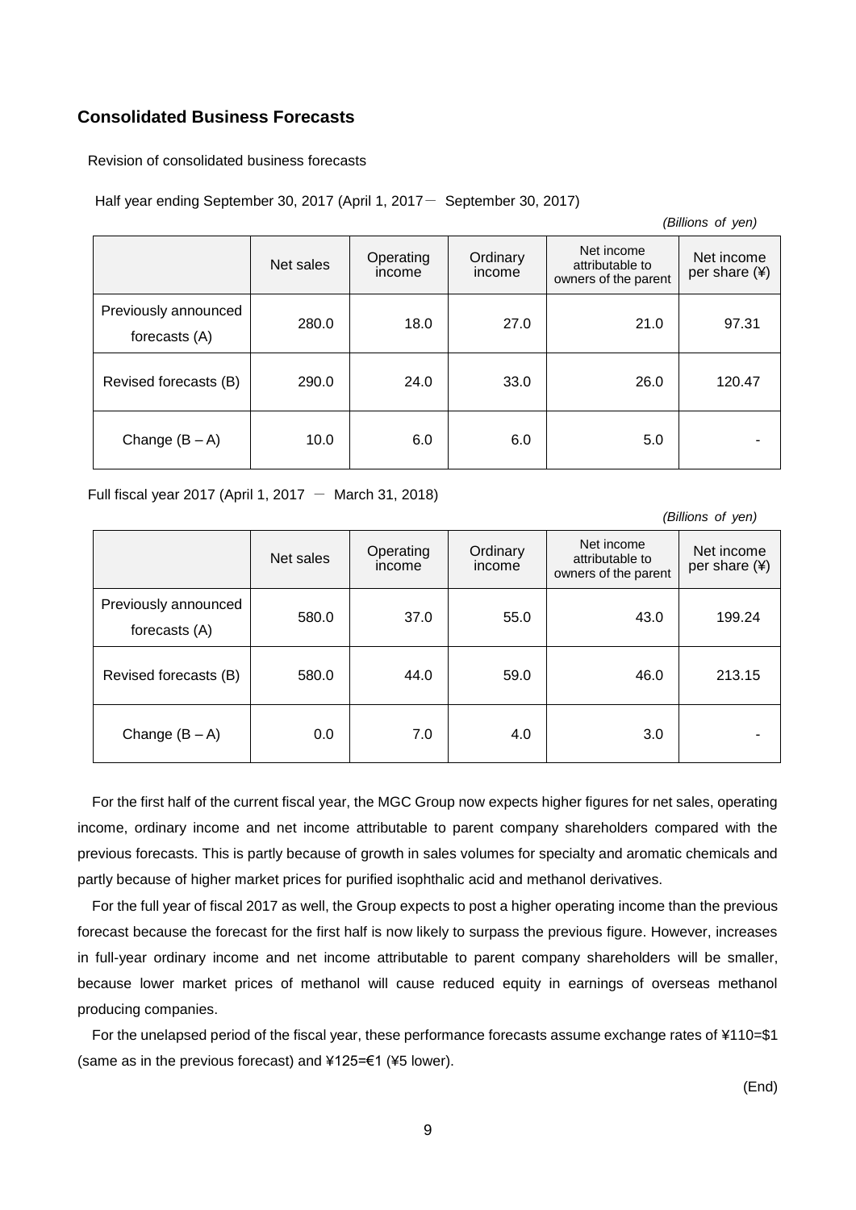## Consolidated Business Forecasts

Revision of consolidated business forecasts

Half year ending September 30, 2017 (April 1, 2017 － September 30, 2017)

*(Billions of yen)*

| | Net sales | Operating income | Ordinary income | Net income attributable to owners of the parent | Net income per share (¥) |
|---|---|---|---|---|---|
| Previously announced forecasts (A) | 280.0 | 18.0 | 27.0 | 21.0 | 97.31 |
| Revised forecasts (B) | 290.0 | 24.0 | 33.0 | 26.0 | 120.47 |
| Change (B – A) | 10.0 | 6.0 | 6.0 | 5.0 | - |

Full fiscal year 2017 (April 1, 2017 － March 31, 2018)

*(Billions of yen)*

| | Net sales | Operating income | Ordinary income | Net income attributable to owners of the parent | Net income per share (¥) |
|---|---|---|---|---|---|
| Previously announced forecasts (A) | 580.0 | 37.0 | 55.0 | 43.0 | 199.24 |
| Revised forecasts (B) | 580.0 | 44.0 | 59.0 | 46.0 | 213.15 |
| Change (B – A) | 0.0 | 7.0 | 4.0 | 3.0 | - |

For the first half of the current fiscal year, the MGC Group now expects higher figures for net sales, operating income, ordinary income and net income attributable to parent company shareholders compared with the previous forecasts. This is partly because of growth in sales volumes for specialty and aromatic chemicals and partly because of higher market prices for purified isophthalic acid and methanol derivatives.

For the full year of fiscal 2017 as well, the Group expects to post a higher operating income than the previous forecast because the forecast for the first half is now likely to surpass the previous figure. However, increases in full-year ordinary income and net income attributable to parent company shareholders will be smaller, because lower market prices of methanol will cause reduced equity in earnings of overseas methanol producing companies.

For the unelapsed period of the fiscal year, these performance forecasts assume exchange rates of ¥110=$1 (same as in the previous forecast) and ¥125=€1 (¥5 lower).

(End)